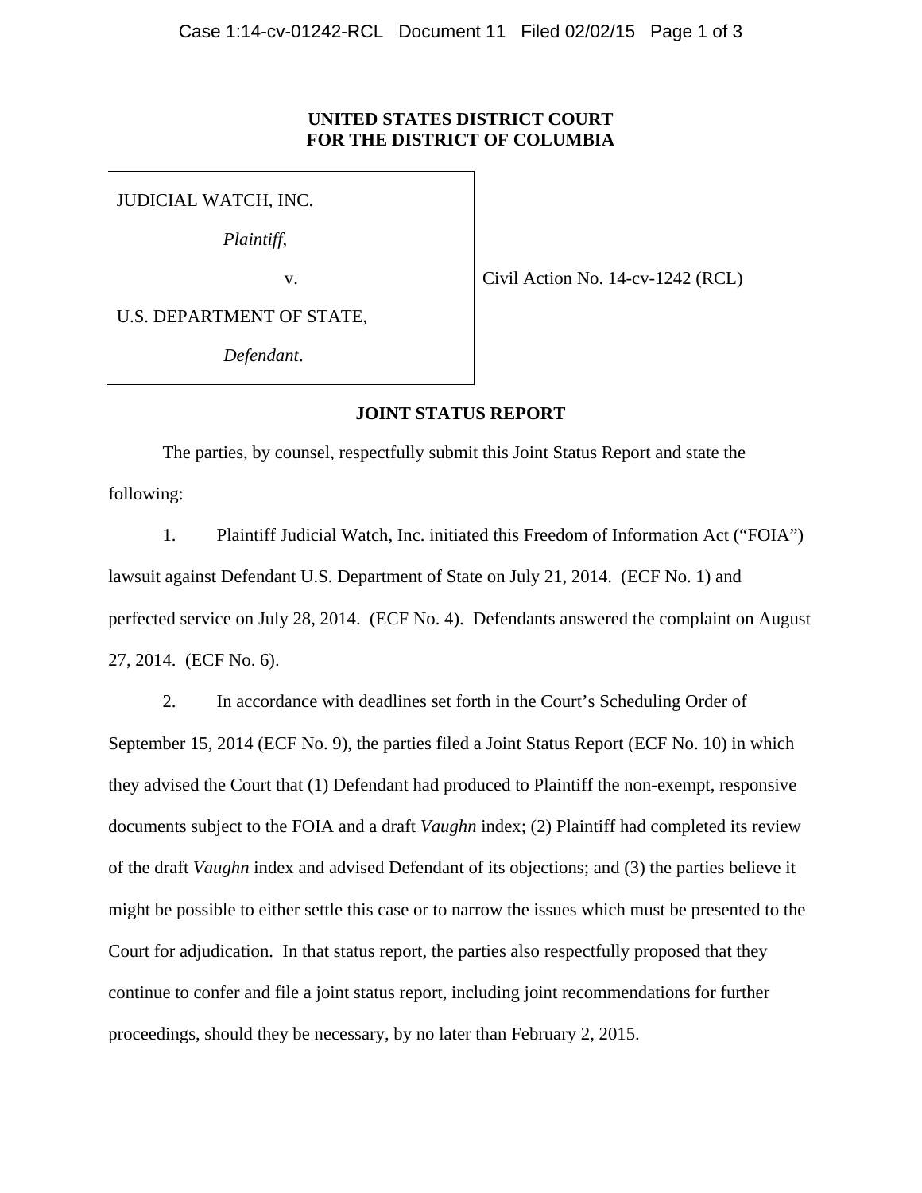**UNITED STATES DISTRICT COURT**
**FOR THE DISTRICT OF COLUMBIA**

| | |
|---|---|
| JUDICIAL WATCH, INC.<br><br>*Plaintiff*,<br><br>v.<br><br>U.S. DEPARTMENT OF STATE,<br><br>*Defendant*. | Civil Action No. 14-cv-1242 (RCL) |

**JOINT STATUS REPORT**

The parties, by counsel, respectfully submit this Joint Status Report and state the following:

1. Plaintiff Judicial Watch, Inc. initiated this Freedom of Information Act ("FOIA") lawsuit against Defendant U.S. Department of State on July 21, 2014. (ECF No. 1) and perfected service on July 28, 2014. (ECF No. 4). Defendants answered the complaint on August 27, 2014. (ECF No. 6).

2. In accordance with deadlines set forth in the Court's Scheduling Order of September 15, 2014 (ECF No. 9), the parties filed a Joint Status Report (ECF No. 10) in which they advised the Court that (1) Defendant had produced to Plaintiff the non-exempt, responsive documents subject to the FOIA and a draft *Vaughn* index; (2) Plaintiff had completed its review of the draft *Vaughn* index and advised Defendant of its objections; and (3) the parties believe it might be possible to either settle this case or to narrow the issues which must be presented to the Court for adjudication. In that status report, the parties also respectfully proposed that they continue to confer and file a joint status report, including joint recommendations for further proceedings, should they be necessary, by no later than February 2, 2015.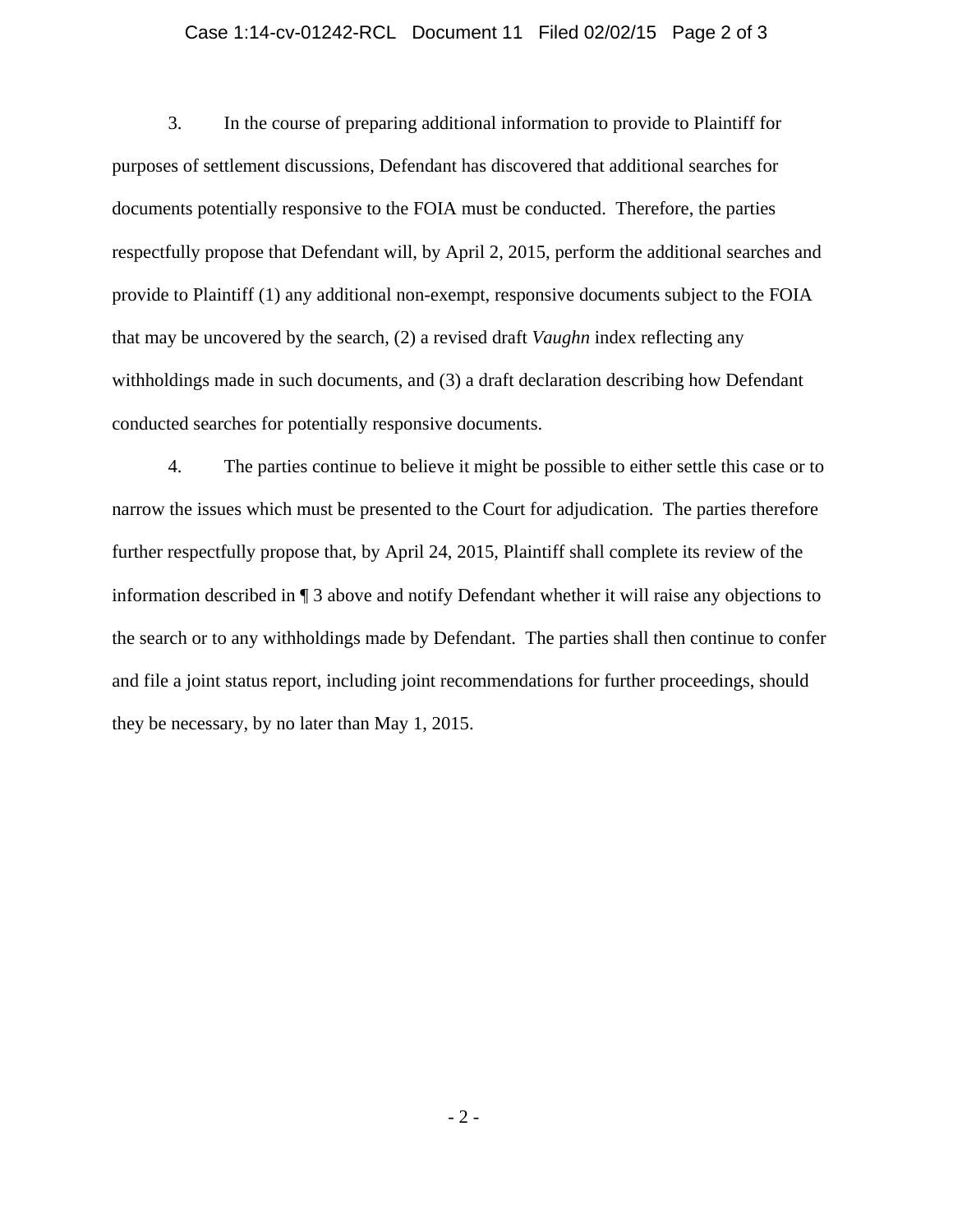3. In the course of preparing additional information to provide to Plaintiff for purposes of settlement discussions, Defendant has discovered that additional searches for documents potentially responsive to the FOIA must be conducted. Therefore, the parties respectfully propose that Defendant will, by April 2, 2015, perform the additional searches and provide to Plaintiff (1) any additional non-exempt, responsive documents subject to the FOIA that may be uncovered by the search, (2) a revised draft *Vaughn* index reflecting any withholdings made in such documents, and (3) a draft declaration describing how Defendant conducted searches for potentially responsive documents.

4. The parties continue to believe it might be possible to either settle this case or to narrow the issues which must be presented to the Court for adjudication. The parties therefore further respectfully propose that, by April 24, 2015, Plaintiff shall complete its review of the information described in ¶ 3 above and notify Defendant whether it will raise any objections to the search or to any withholdings made by Defendant. The parties shall then continue to confer and file a joint status report, including joint recommendations for further proceedings, should they be necessary, by no later than May 1, 2015.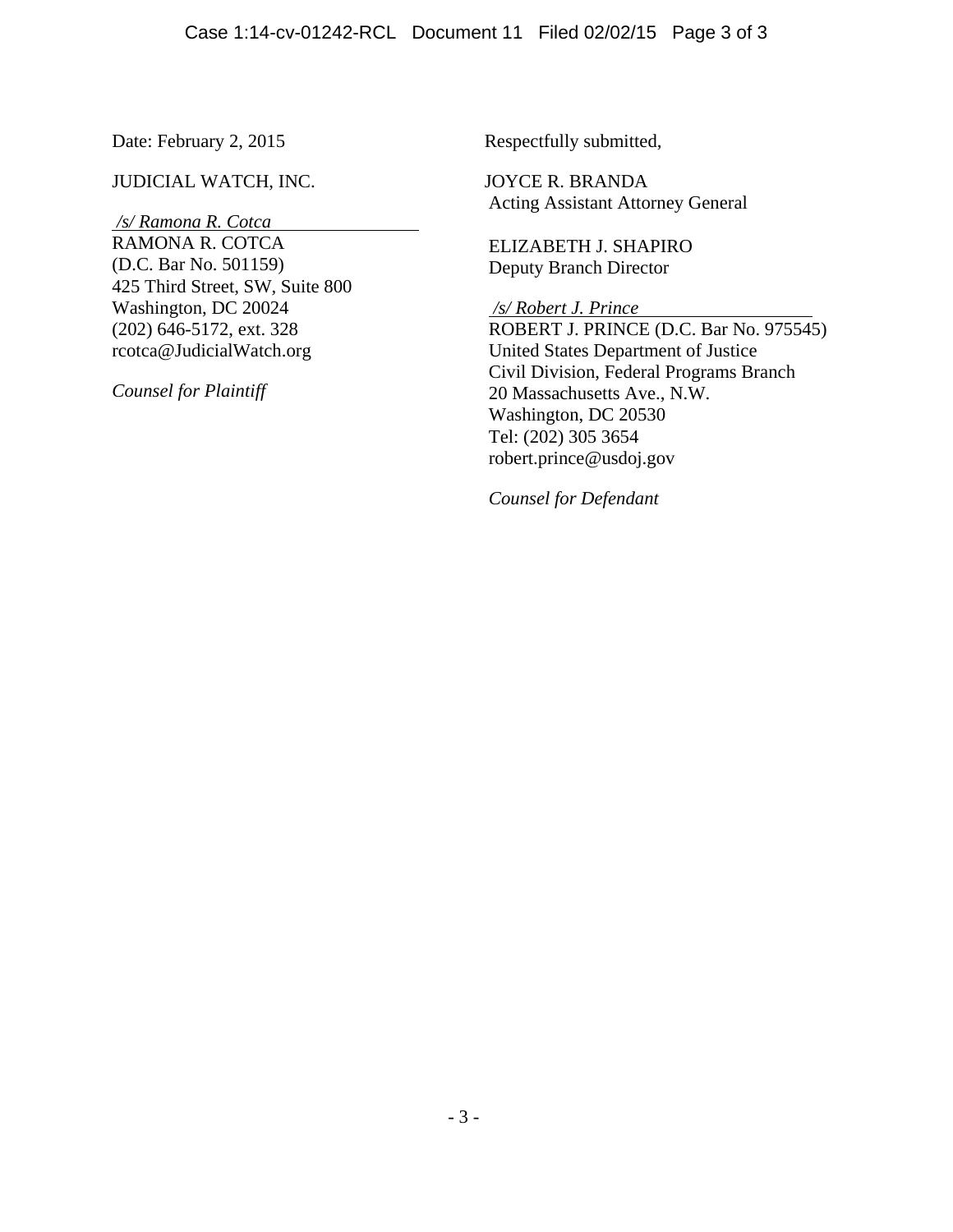Date: February 2, 2015

JUDICIAL WATCH, INC.

*/s/ Ramona R. Cotca*
RAMONA R. COTCA
(D.C. Bar No. 501159)
425 Third Street, SW, Suite 800
Washington, DC 20024
(202) 646-5172, ext. 328
rcotca@JudicialWatch.org

*Counsel for Plaintiff*

Respectfully submitted,

JOYCE R. BRANDA
Acting Assistant Attorney General

ELIZABETH J. SHAPIRO
Deputy Branch Director

*/s/ Robert J. Prince*
ROBERT J. PRINCE (D.C. Bar No. 975545)
United States Department of Justice
Civil Division, Federal Programs Branch
20 Massachusetts Ave., N.W.
Washington, DC 20530
Tel: (202) 305 3654
robert.prince@usdoj.gov

*Counsel for Defendant*